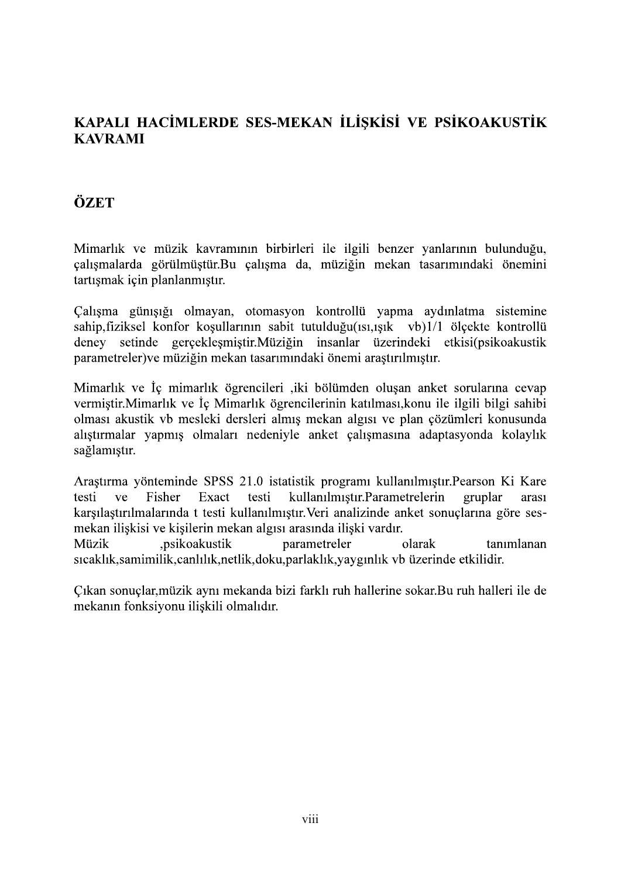# KAPALI HACİMLERDE SES-MEKAN İLİŞKİSİ VE PSİKOAKUSTİK KAVRAMI

## ÖZET

Mimarlık ve müzik kavramının birbirleri ile ilgili benzer yanlarının bulunduğu, çalışmalarda görülmüştür.Bu çalışma da, müziğin mekan tasarımındaki önemini tartışmak için planlanmıştır.

Çalışma günışığı olmayan, otomasyon kontrollü yapma aydınlatma sistemine sahip,fiziksel konfor koşullarının sabit tutulduğu(ısı,ışık vb)1/1 ölçekte kontrollü deney setinde gerçekleşmiştir.Müziğin insanlar üzerindeki etkisi(psikoakustik parametreler)ve müziğin mekan tasarımındaki önemi araştırılmıştır.

Mimarlık ve İç mimarlık öğrencileri ,iki bölümden oluşan anket sorularına cevap vermiştir.Mimarlık ve İç Mimarlık öğrencilerinin katılması,konu ile ilgili bilgi sahibi olması akustik vb mesleki dersleri almış mekan algısı ve plan çözümleri konusunda alıştırmalar yapmış olmaları nedeniyle anket çalışmasına adaptasyonda kolaylık sağlamıştır.

Araştırma yönteminde SPSS 21.0 istatistik programı kullanılmıştır.Pearson Ki Kare testi ve Fisher Exact testi kullanılmıştır.Parametrelerin gruplar arası karşılaştırılmalarında t testi kullanılmıştır.Veri analizinde anket sonuçlarına göre ses-mekan ilişkisi ve kişilerin mekan algısı arasında ilişki vardır.
Müzik ,psikoakustik parametreler olarak tanımlanan sıcaklık,samimilik,canlılık,netlik,doku,parlaklık,yaygınlık vb üzerinde etkilidir.

Çıkan sonuçlar,müzik aynı mekanda bizi farklı ruh hallerine sokar.Bu ruh halleri ile de mekanın fonksiyonu ilişkili olmalıdır.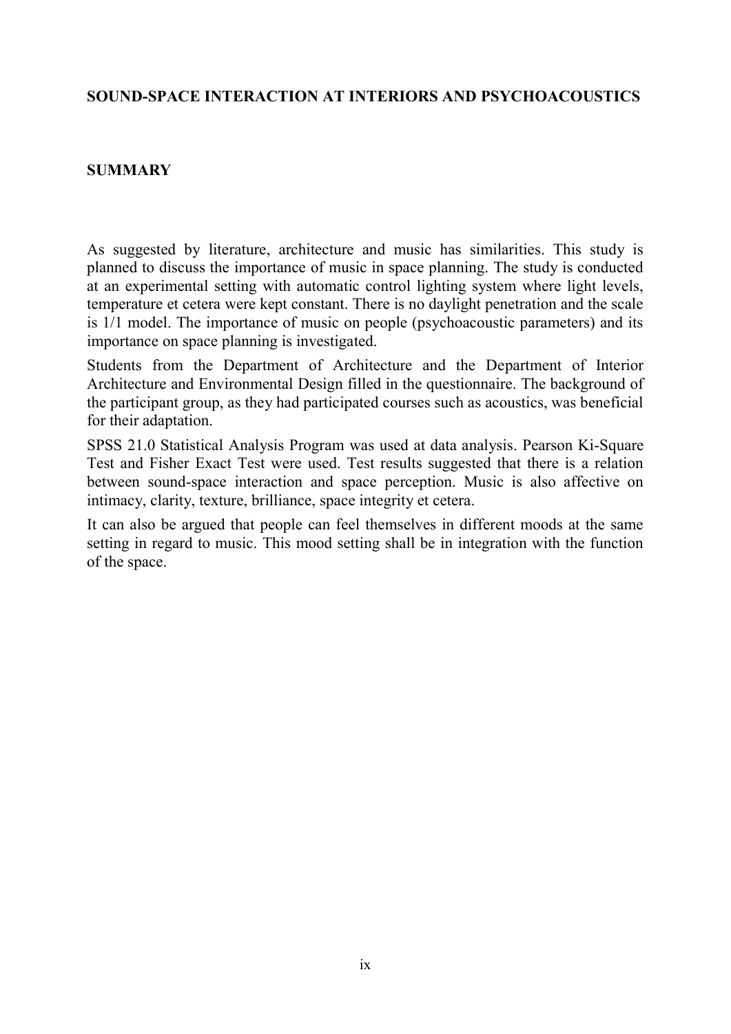# SOUND-SPACE INTERACTION AT INTERIORS AND PSYCHOACOUSTICS

## SUMMARY

As suggested by literature, architecture and music has similarities. This study is planned to discuss the importance of music in space planning. The study is conducted at an experimental setting with automatic control lighting system where light levels, temperature et cetera were kept constant. There is no daylight penetration and the scale is 1/1 model. The importance of music on people (psychoacoustic parameters) and its importance on space planning is investigated.

Students from the Department of Architecture and the Department of Interior Architecture and Environmental Design filled in the questionnaire. The background of the participant group, as they had participated courses such as acoustics, was beneficial for their adaptation.

SPSS 21.0 Statistical Analysis Program was used at data analysis. Pearson Ki-Square Test and Fisher Exact Test were used. Test results suggested that there is a relation between sound-space interaction and space perception. Music is also affective on intimacy, clarity, texture, brilliance, space integrity et cetera.

It can also be argued that people can feel themselves in different moods at the same setting in regard to music. This mood setting shall be in integration with the function of the space.